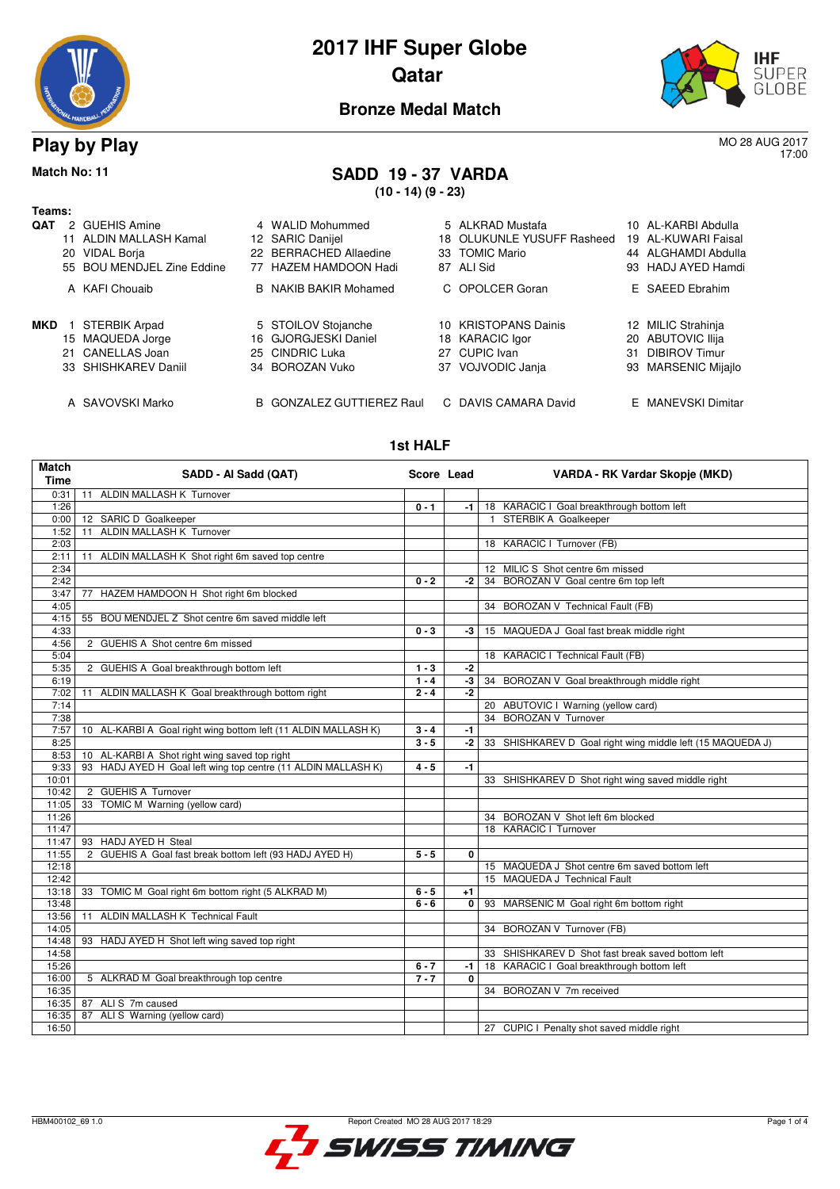# 2017 IHF Super Globe
## Qatar
### Bronze Medal Match

## Play by Play

MO 28 AUG 2017
17:00

**Match No: 11**

## SADD 19 - 37 VARDA
**(10 - 14) (9 - 23)**

**Teams:**

**QAT**

| | | | |
|---|---|---|---|
| 2 GUEHIS Amine | 4 WALID Mohummed | 5 ALKRAD Mustafa | 10 AL-KARBI Abdulla |
| 11 ALDIN MALLASH Kamal | 12 SARIC Danijel | 18 OLUKUNLE YUSUFF Rasheed | 19 AL-KUWARI Faisal |
| 20 VIDAL Borja | 22 BERRACHED Allaedine | 33 TOMIC Mario | 44 ALGHAMDI Abdulla |
| 55 BOU MENDJEL Zine Eddine | 77 HAZEM HAMDOON Hadi | 87 ALI Sid | 93 HADJ AYED Hamdi |
| A KAFI Chouaib | B NAKIB BAKIR Mohamed | C OPOLCER Goran | E SAEED Ebrahim |

**MKD**

| | | | |
|---|---|---|---|
| 1 STERBIK Arpad | 5 STOILOV Stojanche | 10 KRISTOPANS Dainis | 12 MILIC Strahinja |
| 15 MAQUEDA Jorge | 16 GJORGJESKI Daniel | 18 KARACIC Igor | 20 ABUTOVIC Ilija |
| 21 CANELLAS Joan | 25 CINDRIC Luka | 27 CUPIC Ivan | 31 DIBIROV Timur |
| 33 SHISHKAREV Daniil | 34 BOROZAN Vuko | 37 VOJVODIC Janja | 93 MARSENIC Mijajlo |
| A SAVOVSKI Marko | B GONZALEZ GUTTIEREZ Raul | C DAVIS CAMARA David | E MANEVSKI Dimitar |

### 1st HALF

| Match Time | SADD - Al Sadd (QAT) | Score | Lead | VARDA - RK Vardar Skopje (MKD) |
|---|---|---|---|---|
| 0:31 | 11 ALDIN MALLASH K Turnover | | | |
| 1:26 | | 0 - 1 | -1 | 18 KARACIC I Goal breakthrough bottom left |
| 0:00 | 12 SARIC D Goalkeeper | | | 1 STERBIK A Goalkeeper |
| 1:52 | 11 ALDIN MALLASH K Turnover | | | |
| 2:03 | | | | 18 KARACIC I Turnover (FB) |
| 2:11 | 11 ALDIN MALLASH K Shot right 6m saved top centre | | | |
| 2:34 | | | | 12 MILIC S Shot centre 6m missed |
| 2:42 | | 0 - 2 | -2 | 34 BOROZAN V Goal centre 6m top left |
| 3:47 | 77 HAZEM HAMDOON H Shot right 6m blocked | | | |
| 4:05 | | | | 34 BOROZAN V Technical Fault (FB) |
| 4:15 | 55 BOU MENDJEL Z Shot centre 6m saved middle left | | | |
| 4:33 | | 0 - 3 | -3 | 15 MAQUEDA J Goal fast break middle right |
| 4:56 | 2 GUEHIS A Shot centre 6m missed | | | |
| 5:04 | | | | 18 KARACIC I Technical Fault (FB) |
| 5:35 | 2 GUEHIS A Goal breakthrough bottom left | 1 - 3 | -2 | |
| 6:19 | | 1 - 4 | -3 | 34 BOROZAN V Goal breakthrough middle right |
| 7:02 | 11 ALDIN MALLASH K Goal breakthrough bottom right | 2 - 4 | -2 | |
| 7:14 | | | | 20 ABUTOVIC I Warning (yellow card) |
| 7:38 | | | | 34 BOROZAN V Turnover |
| 7:57 | 10 AL-KARBI A Goal right wing bottom left (11 ALDIN MALLASH K) | 3 - 4 | -1 | |
| 8:25 | | 3 - 5 | -2 | 33 SHISHKAREV D Goal right wing middle left (15 MAQUEDA J) |
| 8:53 | 10 AL-KARBI A Shot right wing saved top right | | | |
| 9:33 | 93 HADJ AYED H Goal left wing top centre (11 ALDIN MALLASH K) | 4 - 5 | -1 | |
| 10:01 | | | | 33 SHISHKAREV D Shot right wing saved middle right |
| 10:42 | 2 GUEHIS A Turnover | | | |
| 11:05 | 33 TOMIC M Warning (yellow card) | | | |
| 11:26 | | | | 34 BOROZAN V Shot left 6m blocked |
| 11:47 | | | | 18 KARACIC I Turnover |
| 11:47 | 93 HADJ AYED H Steal | | | |
| 11:55 | 2 GUEHIS A Goal fast break bottom left (93 HADJ AYED H) | 5 - 5 | 0 | |
| 12:18 | | | | 15 MAQUEDA J Shot centre 6m saved bottom left |
| 12:42 | | | | 15 MAQUEDA J Technical Fault |
| 13:18 | 33 TOMIC M Goal right 6m bottom right (5 ALKRAD M) | 6 - 5 | +1 | |
| 13:48 | | 6 - 6 | 0 | 93 MARSENIC M Goal right 6m bottom right |
| 13:56 | 11 ALDIN MALLASH K Technical Fault | | | |
| 14:05 | | | | 34 BOROZAN V Turnover (FB) |
| 14:48 | 93 HADJ AYED H Shot left wing saved top right | | | |
| 14:58 | | | | 33 SHISHKAREV D Shot fast break saved bottom left |
| 15:26 | | 6 - 7 | -1 | 18 KARACIC I Goal breakthrough bottom left |
| 16:00 | 5 ALKRAD M Goal breakthrough top centre | 7 - 7 | 0 | |
| 16:35 | | | | 34 BOROZAN V 7m received |
| 16:35 | 87 ALI S 7m caused | | | |
| 16:35 | 87 ALI S Warning (yellow card) | | | |
| 16:50 | | | | 27 CUPIC I Penalty shot saved middle right |

HBM400102_69 1.0 Report Created MO 28 AUG 2017 18:29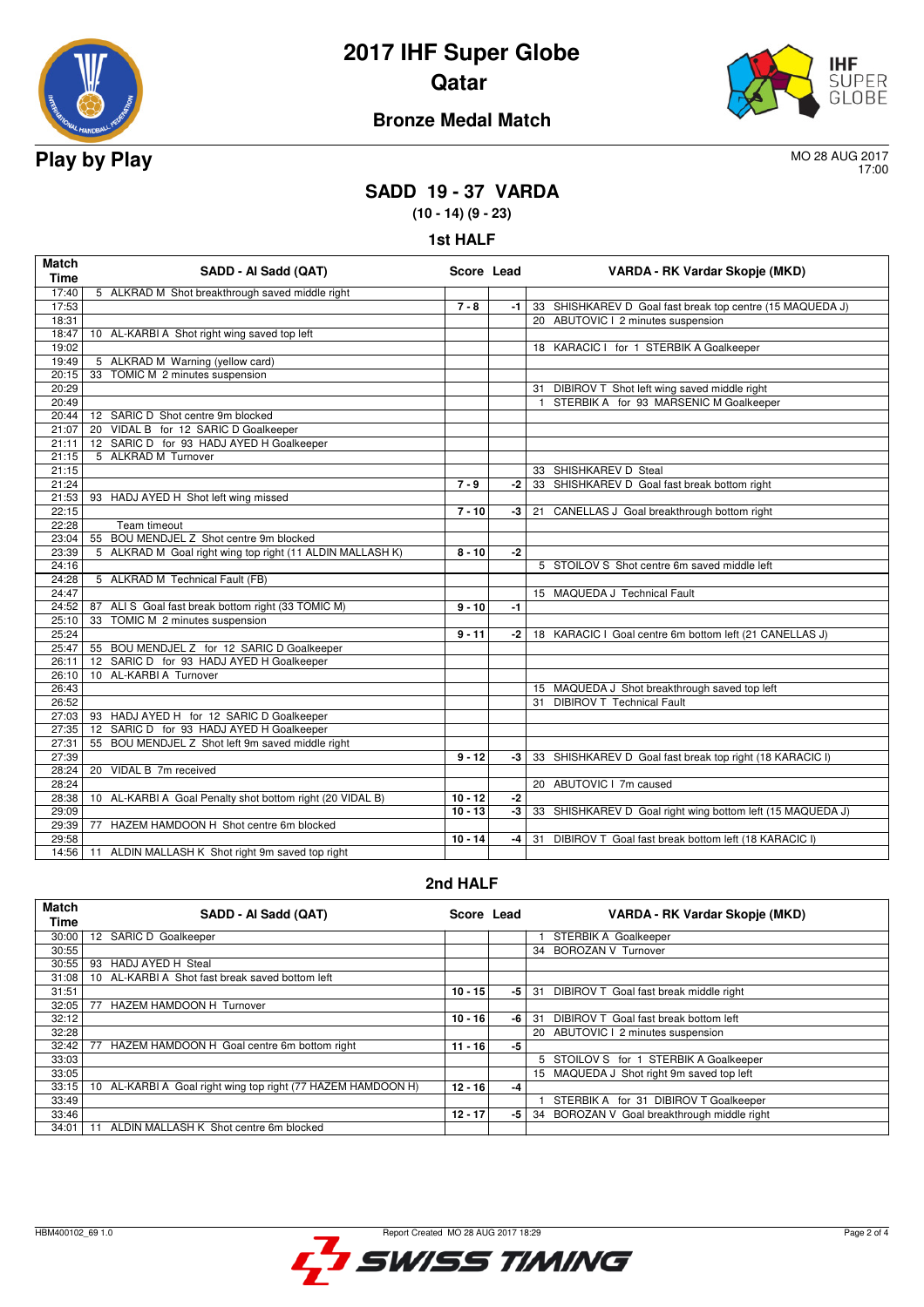# 2017 IHF Super Globe
## Qatar
### Bronze Medal Match

**Play by Play**

MO 28 AUG 2017
17:00

## SADD 19 - 37 VARDA

**(10 - 14) (9 - 23)**

### 1st HALF

| Match Time | SADD - Al Sadd (QAT) | Score | Lead | VARDA - RK Vardar Skopje (MKD) |
|---|---|---|---|---|
| 17:40 | 5 ALKRAD M Shot breakthrough saved middle right | | | |
| 17:53 | | 7 - 8 | -1 | 33 SHISHKAREV D Goal fast break top centre (15 MAQUEDA J) |
| 18:31 | | | | 20 ABUTOVIC I 2 minutes suspension |
| 18:47 | 10 AL-KARBI A Shot right wing saved top left | | | |
| 19:02 | | | | 18 KARACIC I for 1 STERBIK A Goalkeeper |
| 19:49 | 5 ALKRAD M Warning (yellow card) | | | |
| 20:15 | 33 TOMIC M 2 minutes suspension | | | |
| 20:29 | | | | 31 DIBIROV T Shot left wing saved middle right |
| 20:49 | | | | 1 STERBIK A for 93 MARSENIC M Goalkeeper |
| 20:44 | 12 SARIC D Shot centre 9m blocked | | | |
| 21:07 | 20 VIDAL B for 12 SARIC D Goalkeeper | | | |
| 21:11 | 12 SARIC D for 93 HADJ AYED H Goalkeeper | | | |
| 21:15 | 5 ALKRAD M Turnover | | | |
| 21:15 | | | | 33 SHISHKAREV D Steal |
| 21:24 | | 7 - 9 | -2 | 33 SHISHKAREV D Goal fast break bottom right |
| 21:53 | 93 HADJ AYED H Shot left wing missed | | | |
| 22:15 | | 7 - 10 | -3 | 21 CANELLAS J Goal breakthrough bottom right |
| 22:28 | Team timeout | | | |
| 23:04 | 55 BOU MENDJEL Z Shot centre 9m blocked | | | |
| 23:39 | 5 ALKRAD M Goal right wing top right (11 ALDIN MALLASH K) | 8 - 10 | -2 | |
| 24:16 | | | | 5 STOILOV S Shot centre 6m saved middle left |
| 24:28 | 5 ALKRAD M Technical Fault (FB) | | | |
| 24:47 | | | | 15 MAQUEDA J Technical Fault |
| 24:52 | 87 ALI S Goal fast break bottom right (33 TOMIC M) | 9 - 10 | -1 | |
| 25:10 | 33 TOMIC M 2 minutes suspension | | | |
| 25:24 | | 9 - 11 | -2 | 18 KARACIC I Goal centre 6m bottom left (21 CANELLAS J) |
| 25:47 | 55 BOU MENDJEL Z for 12 SARIC D Goalkeeper | | | |
| 26:11 | 12 SARIC D for 93 HADJ AYED H Goalkeeper | | | |
| 26:10 | 10 AL-KARBI A Turnover | | | |
| 26:43 | | | | 15 MAQUEDA J Shot breakthrough saved top left |
| 26:52 | | | | 31 DIBIROV T Technical Fault |
| 27:03 | 93 HADJ AYED H for 12 SARIC D Goalkeeper | | | |
| 27:35 | 12 SARIC D for 93 HADJ AYED H Goalkeeper | | | |
| 27:31 | 55 BOU MENDJEL Z Shot left 9m saved middle right | | | |
| 27:39 | | 9 - 12 | -3 | 33 SHISHKAREV D Goal fast break top right (18 KARACIC I) |
| 28:24 | 20 VIDAL B 7m received | | | |
| 28:24 | | | | 20 ABUTOVIC I 7m caused |
| 28:38 | 10 AL-KARBI A Goal Penalty shot bottom right (20 VIDAL B) | 10 - 12 | -2 | |
| 29:09 | | 10 - 13 | -3 | 33 SHISHKAREV D Goal right wing bottom left (15 MAQUEDA J) |
| 29:39 | 77 HAZEM HAMDOON H Shot centre 6m blocked | | | |
| 29:58 | | 10 - 14 | -4 | 31 DIBIROV T Goal fast break bottom left (18 KARACIC I) |
| 14:56 | 11 ALDIN MALLASH K Shot right 9m saved top right | | | |

### 2nd HALF

| Match Time | SADD - Al Sadd (QAT) | Score | Lead | VARDA - RK Vardar Skopje (MKD) |
|---|---|---|---|---|
| 30:00 | 12 SARIC D Goalkeeper | | | 1 STERBIK A Goalkeeper |
| 30:55 | | | | 34 BOROZAN V Turnover |
| 30:55 | 93 HADJ AYED H Steal | | | |
| 31:08 | 10 AL-KARBI A Shot fast break saved bottom left | | | |
| 31:51 | | 10 - 15 | -5 | 31 DIBIROV T Goal fast break middle right |
| 32:05 | 77 HAZEM HAMDOON H Turnover | | | |
| 32:12 | | 10 - 16 | -6 | 31 DIBIROV T Goal fast break bottom left |
| 32:28 | | | | 20 ABUTOVIC I 2 minutes suspension |
| 32:42 | 77 HAZEM HAMDOON H Goal centre 6m bottom right | 11 - 16 | -5 | |
| 33:03 | | | | 5 STOILOV S for 1 STERBIK A Goalkeeper |
| 33:05 | | | | 15 MAQUEDA J Shot right 9m saved top left |
| 33:15 | 10 AL-KARBI A Goal right wing top right (77 HAZEM HAMDOON H) | 12 - 16 | -4 | |
| 33:49 | | | | 1 STERBIK A for 31 DIBIROV T Goalkeeper |
| 33:46 | | 12 - 17 | -5 | 34 BOROZAN V Goal breakthrough middle right |
| 34:01 | 11 ALDIN MALLASH K Shot centre 6m blocked | | | |

HBM400102_69 1.0 Report Created MO 28 AUG 2017 18:29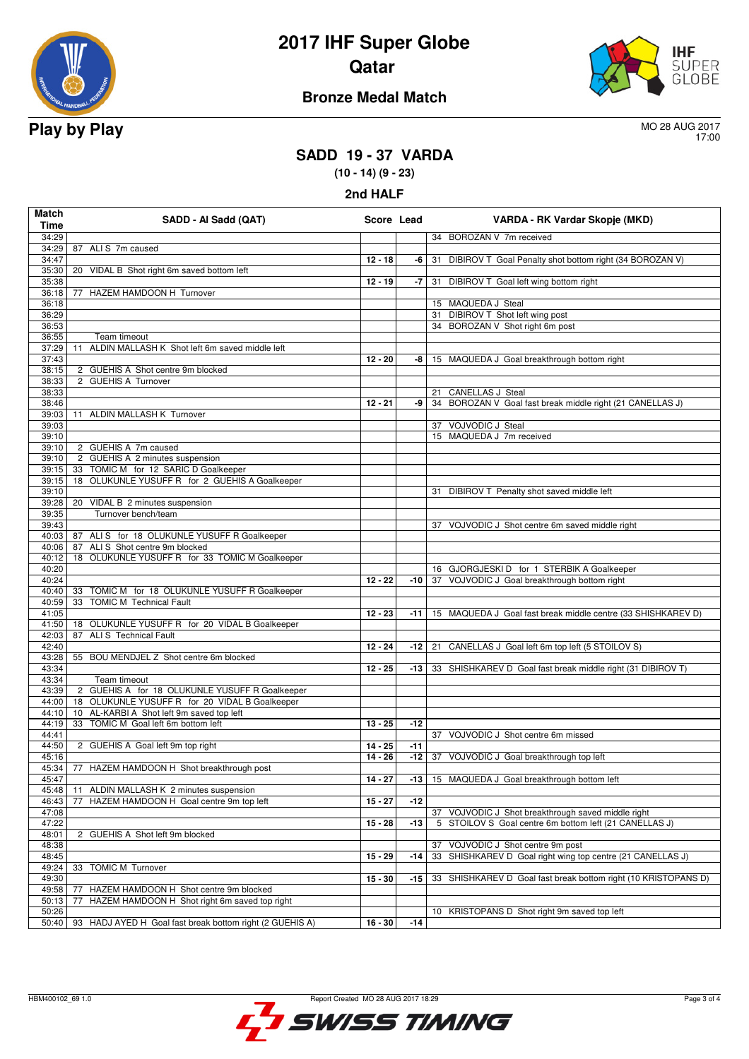# 2017 IHF Super Globe

## Qatar

### Bronze Medal Match

**Play by Play**

MO 28 AUG 2017
17:00

## SADD 19 - 37 VARDA

**(10 - 14) (9 - 23)**

### 2nd HALF

| Match Time | SADD - Al Sadd (QAT) | Score | Lead | VARDA - RK Vardar Skopje (MKD) |
|---|---|---|---|---|
| 34:29 | | | | 34 BOROZAN V 7m received |
| 34:29 | 87 ALI S 7m caused | | | |
| 34:47 | | 12 - 18 | -6 | 31 DIBIROV T Goal Penalty shot bottom right (34 BOROZAN V) |
| 35:30 | 20 VIDAL B Shot right 6m saved bottom left | | | |
| 35:38 | | 12 - 19 | -7 | 31 DIBIROV T Goal left wing bottom right |
| 36:18 | 77 HAZEM HAMDOON H Turnover | | | |
| 36:18 | | | | 15 MAQUEDA J Steal |
| 36:29 | | | | 31 DIBIROV T Shot left wing post |
| 36:53 | | | | 34 BOROZAN V Shot right 6m post |
| 36:55 | Team timeout | | | |
| 37:29 | 11 ALDIN MALLASH K Shot left 6m saved middle left | | | |
| 37:43 | | 12 - 20 | -8 | 15 MAQUEDA J Goal breakthrough bottom right |
| 38:15 | 2 GUEHIS A Shot centre 9m blocked | | | |
| 38:33 | 2 GUEHIS A Turnover | | | |
| 38:33 | | | | 21 CANELLAS J Steal |
| 38:46 | | 12 - 21 | -9 | 34 BOROZAN V Goal fast break middle right (21 CANELLAS J) |
| 39:03 | 11 ALDIN MALLASH K Turnover | | | |
| 39:03 | | | | 37 VOJVODIC J Steal |
| 39:10 | | | | 15 MAQUEDA J 7m received |
| 39:10 | 2 GUEHIS A 7m caused | | | |
| 39:10 | 2 GUEHIS A 2 minutes suspension | | | |
| 39:15 | 33 TOMIC M for 12 SARIC D Goalkeeper | | | |
| 39:15 | 18 OLUKUNLE YUSUFF R for 2 GUEHIS A Goalkeeper | | | |
| 39:10 | | | | 31 DIBIROV T Penalty shot saved middle left |
| 39:28 | 20 VIDAL B 2 minutes suspension | | | |
| 39:35 | Turnover bench/team | | | |
| 39:43 | | | | 37 VOJVODIC J Shot centre 6m saved middle right |
| 40:03 | 87 ALI S for 18 OLUKUNLE YUSUFF R Goalkeeper | | | |
| 40:06 | 87 ALI S Shot centre 9m blocked | | | |
| 40:12 | 18 OLUKUNLE YUSUFF R for 33 TOMIC M Goalkeeper | | | |
| 40:20 | | | | 16 GJORGJESKI D for 1 STERBIK A Goalkeeper |
| 40:24 | | 12 - 22 | -10 | 37 VOJVODIC J Goal breakthrough bottom right |
| 40:40 | 33 TOMIC M for 18 OLUKUNLE YUSUFF R Goalkeeper | | | |
| 40:59 | 33 TOMIC M Technical Fault | | | |
| 41:05 | | 12 - 23 | -11 | 15 MAQUEDA J Goal fast break middle centre (33 SHISHKAREV D) |
| 41:50 | 18 OLUKUNLE YUSUFF R for 20 VIDAL B Goalkeeper | | | |
| 42:03 | 87 ALI S Technical Fault | | | |
| 42:40 | | 12 - 24 | -12 | 21 CANELLAS J Goal left 6m top left (5 STOILOV S) |
| 43:28 | 55 BOU MENDJEL Z Shot centre 6m blocked | | | |
| 43:34 | | 12 - 25 | -13 | 33 SHISHKAREV D Goal fast break middle right (31 DIBIROV T) |
| 43:34 | Team timeout | | | |
| 43:39 | 2 GUEHIS A for 18 OLUKUNLE YUSUFF R Goalkeeper | | | |
| 44:00 | 18 OLUKUNLE YUSUFF R for 20 VIDAL B Goalkeeper | | | |
| 44:10 | 10 AL-KARBI A Shot left 9m saved top left | | | |
| 44:19 | 33 TOMIC M Goal left 6m bottom left | 13 - 25 | -12 | |
| 44:41 | | | | 37 VOJVODIC J Shot centre 6m missed |
| 44:50 | 2 GUEHIS A Goal left 9m top right | 14 - 25 | -11 | |
| 45:16 | | 14 - 26 | -12 | 37 VOJVODIC J Goal breakthrough top left |
| 45:34 | 77 HAZEM HAMDOON H Shot breakthrough post | | | |
| 45:47 | | 14 - 27 | -13 | 15 MAQUEDA J Goal breakthrough bottom left |
| 45:48 | 11 ALDIN MALLASH K 2 minutes suspension | | | |
| 46:43 | 77 HAZEM HAMDOON H Goal centre 9m top left | 15 - 27 | -12 | |
| 47:08 | | | | 37 VOJVODIC J Shot breakthrough saved middle right |
| 47:22 | | 15 - 28 | -13 | 5 STOILOV S Goal centre 6m bottom left (21 CANELLAS J) |
| 48:01 | 2 GUEHIS A Shot left 9m blocked | | | |
| 48:38 | | | | 37 VOJVODIC J Shot centre 9m post |
| 48:45 | | 15 - 29 | -14 | 33 SHISHKAREV D Goal right wing top centre (21 CANELLAS J) |
| 49:24 | 33 TOMIC M Turnover | | | |
| 49:30 | | 15 - 30 | -15 | 33 SHISHKAREV D Goal fast break bottom right (10 KRISTOPANS D) |
| 49:58 | 77 HAZEM HAMDOON H Shot centre 9m blocked | | | |
| 50:13 | 77 HAZEM HAMDOON H Shot right 6m saved top right | | | |
| 50:26 | | | | 10 KRISTOPANS D Shot right 9m saved top left |
| 50:40 | 93 HADJ AYED H Goal fast break bottom right (2 GUEHIS A) | 16 - 30 | -14 | |

HBM400102_69 1.0 Report Created MO 28 AUG 2017 18:29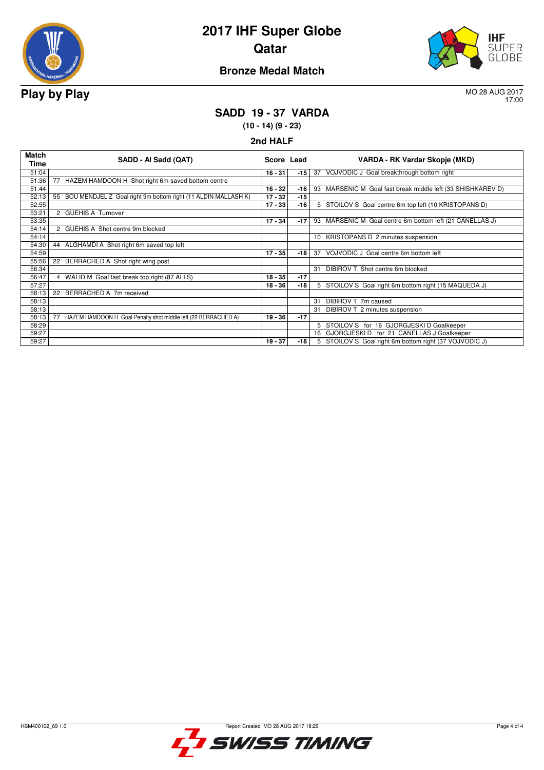# 2017 IHF Super Globe
## Qatar
### Bronze Medal Match

## Play by Play

MO 28 AUG 2017
17:00

## SADD 19 - 37 VARDA

**(10 - 14) (9 - 23)**

### 2nd HALF

| Match Time | SADD - Al Sadd (QAT) | Score | Lead | VARDA - RK Vardar Skopje (MKD) |
|---|---|---|---|---|
| 51:04 | | 16 - 31 | -15 | 37 VOJVODIC J Goal breakthrough bottom right |
| 51:36 | 77 HAZEM HAMDOON H Shot right 6m saved bottom centre | | | |
| 51:44 | | 16 - 32 | -16 | 93 MARSENIC M Goal fast break middle left (33 SHISHKAREV D) |
| 52:13 | 55 BOU MENDJEL Z Goal right 9m bottom right (11 ALDIN MALLASH K) | 17 - 32 | -15 | |
| 52:55 | | 17 - 33 | -16 | 5 STOILOV S Goal centre 6m top left (10 KRISTOPANS D) |
| 53:21 | 2 GUEHIS A Turnover | | | |
| 53:35 | | 17 - 34 | -17 | 93 MARSENIC M Goal centre 6m bottom left (21 CANELLAS J) |
| 54:14 | 2 GUEHIS A Shot centre 9m blocked | | | |
| 54:14 | | | | 10 KRISTOPANS D 2 minutes suspension |
| 54:30 | 44 ALGHAMDI A Shot right 6m saved top left | | | |
| 54:59 | | 17 - 35 | -18 | 37 VOJVODIC J Goal centre 6m bottom left |
| 55:56 | 22 BERRACHED A Shot right wing post | | | |
| 56:34 | | | | 31 DIBIROV T Shot centre 6m blocked |
| 56:47 | 4 WALID M Goal fast break top right (87 ALI S) | 18 - 35 | -17 | |
| 57:27 | | 18 - 36 | -18 | 5 STOILOV S Goal right 6m bottom right (15 MAQUEDA J) |
| 58:13 | 22 BERRACHED A 7m received | | | |
| 58:13 | | | | 31 DIBIROV T 7m caused |
| 58:13 | | | | 31 DIBIROV T 2 minutes suspension |
| 58:13 | 77 HAZEM HAMDOON H Goal Penalty shot middle left (22 BERRACHED A) | 19 - 36 | -17 | |
| 58:29 | | | | 5 STOILOV S for 16 GJORGJESKI D Goalkeeper |
| 59:27 | | | | 16 GJORGJESKI D for 21 CANELLAS J Goalkeeper |
| 59:27 | | 19 - 37 | -18 | 5 STOILOV S Goal right 6m bottom right (37 VOJVODIC J) |

HBM400102_69 1.0

Report Created MO 28 AUG 2017 18:29